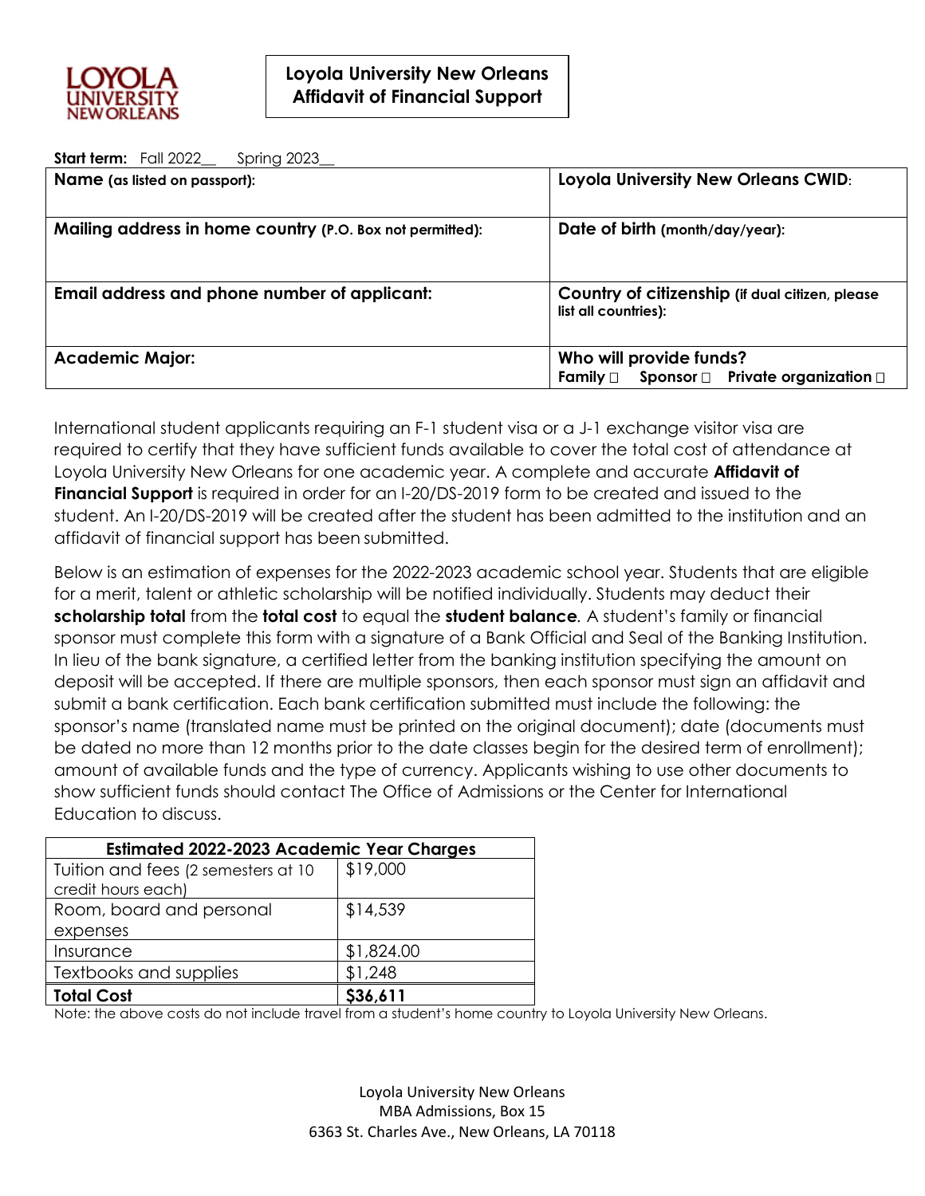LOYOLA UNIVERSITY NEW ORLEANS

# Loyola University New Orleans Affidavit of Financial Support

**Start term:** Fall 2022__ Spring 2023__

| **Name** (as listed on passport): | **Loyola University New Orleans CWID**: |
|---|---|
| **Mailing address in home country** (P.O. Box not permitted): | **Date of birth** (month/day/year): |
| **Email address and phone number of applicant:** | **Country of citizenship** (if dual citizen, please list all countries): |
| **Academic Major:** | **Who will provide funds?** Family ☐ Sponsor ☐ Private organization ☐ |

International student applicants requiring an F-1 student visa or a J-1 exchange visitor visa are required to certify that they have sufficient funds available to cover the total cost of attendance at Loyola University New Orleans for one academic year. A complete and accurate **Affidavit of Financial Support** is required in order for an I-20/DS-2019 form to be created and issued to the student. An I-20/DS-2019 will be created after the student has been admitted to the institution and an affidavit of financial support has been submitted.

Below is an estimation of expenses for the 2022-2023 academic school year. Students that are eligible for a merit, talent or athletic scholarship will be notified individually. Students may deduct their **scholarship total** from the **total cost** to equal the **student balance**. A student's family or financial sponsor must complete this form with a signature of a Bank Official and Seal of the Banking Institution. In lieu of the bank signature, a certified letter from the banking institution specifying the amount on deposit will be accepted. If there are multiple sponsors, then each sponsor must sign an affidavit and submit a bank certification. Each bank certification submitted must include the following: the sponsor's name (translated name must be printed on the original document); date (documents must be dated no more than 12 months prior to the date classes begin for the desired term of enrollment); amount of available funds and the type of currency. Applicants wishing to use other documents to show sufficient funds should contact The Office of Admissions or the Center for International Education to discuss.

| **Estimated 2022-2023 Academic Year Charges** | |
|---|---|
| Tuition and fees (2 semesters at 10 credit hours each) | $19,000 |
| Room, board and personal expenses | $14,539 |
| Insurance | $1,824.00 |
| Textbooks and supplies | $1,248 |
| **Total Cost** | **$36,611** |

Note: the above costs do not include travel from a student's home country to Loyola University New Orleans.

Loyola University New Orleans
MBA Admissions, Box 15
6363 St. Charles Ave., New Orleans, LA 70118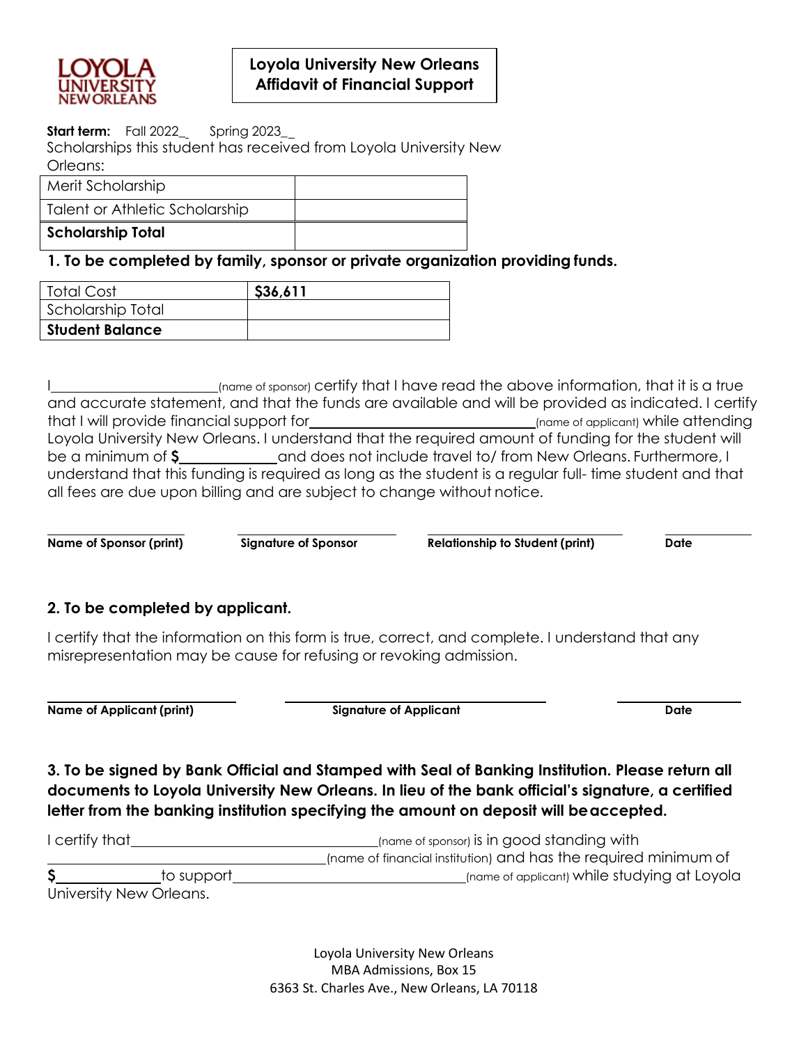LOYOLA UNIVERSITY NEW ORLEANS

**Loyola University New Orleans**
**Affidavit of Financial Support**

**Start term:** Fall 2022_ Spring 2023_

Scholarships this student has received from Loyola University New Orleans:

| Merit Scholarship | |
|---|---|
| Talent or Athletic Scholarship | |
| **Scholarship Total** | |

## 1. To be completed by family, sponsor or private organization providing funds.

| Total Cost | **$36,611** |
|---|---|
| Scholarship Total | |
| **Student Balance** | |

I______________________(name of sponsor) certify that I have read the above information, that it is a true and accurate statement, and that the funds are available and will be provided as indicated. I certify that I will provide financial support for______________________________(name of applicant) while attending Loyola University New Orleans. I understand that the required amount of funding for the student will be a minimum of **$**____________ and does not include travel to/ from New Orleans. Furthermore, I understand that this funding is required as long as the student is a regular full- time student and that all fees are due upon billing and are subject to change without notice.

| **Name of Sponsor (print)** | **Signature of Sponsor** | **Relationship to Student (print)** | **Date** |
|---|---|---|---|

## 2. To be completed by applicant.

I certify that the information on this form is true, correct, and complete. I understand that any misrepresentation may be cause for refusing or revoking admission.

| **Name of Applicant (print)** | **Signature of Applicant** | **Date** |
|---|---|---|

## 3. To be signed by Bank Official and Stamped with Seal of Banking Institution. Please return all documents to Loyola University New Orleans. In lieu of the bank official's signature, a certified letter from the banking institution specifying the amount on deposit will be accepted.

I certify that________________________________(name of sponsor) is in good standing with ________________________________(name of financial institution) and has the required minimum of **$**____________ to support______________________________(name of applicant) while studying at Loyola University New Orleans.

Loyola University New Orleans
MBA Admissions, Box 15
6363 St. Charles Ave., New Orleans, LA 70118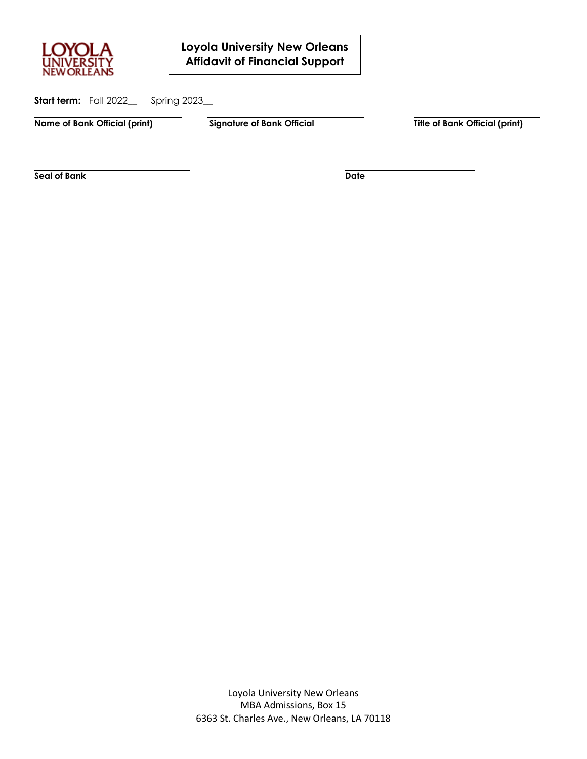LOYOLA UNIVERSITY NEW ORLEANS

# Loyola University New Orleans Affidavit of Financial Support

**Start term:** Fall 2022__ Spring 2023__

**Name of Bank Official (print)** **Signature of Bank Official** **Title of Bank Official (print)**

**Seal of Bank** **Date**

Loyola University New Orleans
MBA Admissions, Box 15
6363 St. Charles Ave., New Orleans, LA 70118